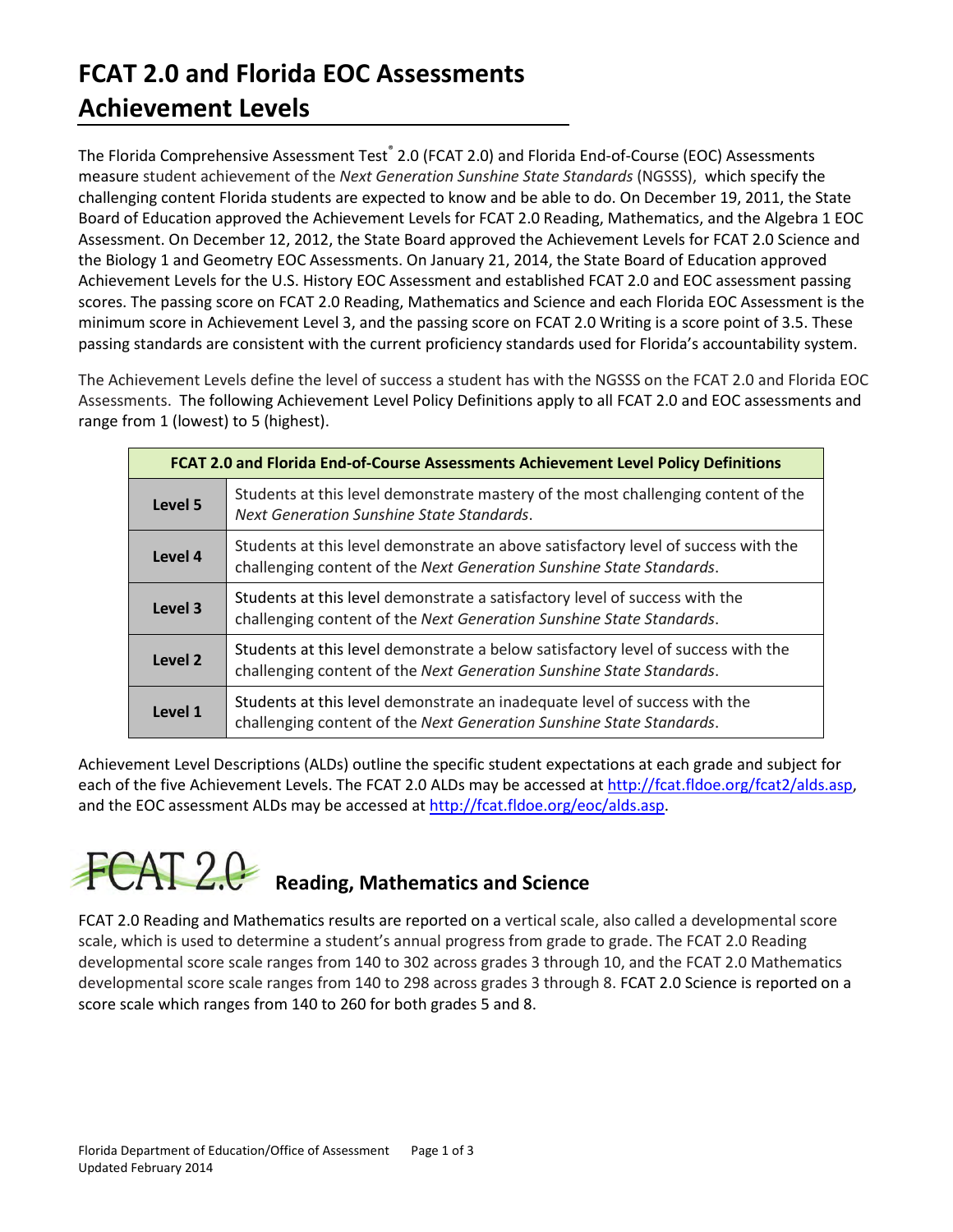# FCAT 2.0 and Florida EOC Assessments Achievement Levels

The Florida Comprehensive Assessment Test® 2.0 (FCAT 2.0) and Florida End-of-Course (EOC) Assessments measure student achievement of the *Next Generation Sunshine State Standards* (NGSSS), which specify the challenging content Florida students are expected to know and be able to do. On December 19, 2011, the State Board of Education approved the Achievement Levels for FCAT 2.0 Reading, Mathematics, and the Algebra 1 EOC Assessment. On December 12, 2012, the State Board approved the Achievement Levels for FCAT 2.0 Science and the Biology 1 and Geometry EOC Assessments. On January 21, 2014, the State Board of Education approved Achievement Levels for the U.S. History EOC Assessment and established FCAT 2.0 and EOC assessment passing scores. The passing score on FCAT 2.0 Reading, Mathematics and Science and each Florida EOC Assessment is the minimum score in Achievement Level 3, and the passing score on FCAT 2.0 Writing is a score point of 3.5. These passing standards are consistent with the current proficiency standards used for Florida's accountability system.

The Achievement Levels define the level of success a student has with the NGSSS on the FCAT 2.0 and Florida EOC Assessments. The following Achievement Level Policy Definitions apply to all FCAT 2.0 and EOC assessments and range from 1 (lowest) to 5 (highest).

| FCAT 2.0 and Florida End-of-Course Assessments Achievement Level Policy Definitions | |
|---|---|
| **Level 5** | Students at this level demonstrate mastery of the most challenging content of the *Next Generation Sunshine State Standards*. |
| **Level 4** | Students at this level demonstrate an above satisfactory level of success with the challenging content of the *Next Generation Sunshine State Standards*. |
| **Level 3** | Students at this level demonstrate a satisfactory level of success with the challenging content of the *Next Generation Sunshine State Standards*. |
| **Level 2** | Students at this level demonstrate a below satisfactory level of success with the challenging content of the *Next Generation Sunshine State Standards*. |
| **Level 1** | Students at this level demonstrate an inadequate level of success with the challenging content of the *Next Generation Sunshine State Standards*. |

Achievement Level Descriptions (ALDs) outline the specific student expectations at each grade and subject for each of the five Achievement Levels. The FCAT 2.0 ALDs may be accessed at http://fcat.fldoe.org/fcat2/alds.asp, and the EOC assessment ALDs may be accessed at http://fcat.fldoe.org/eoc/alds.asp.

## FCAT 2.0 Reading, Mathematics and Science

FCAT 2.0 Reading and Mathematics results are reported on a vertical scale, also called a developmental score scale, which is used to determine a student's annual progress from grade to grade. The FCAT 2.0 Reading developmental score scale ranges from 140 to 302 across grades 3 through 10, and the FCAT 2.0 Mathematics developmental score scale ranges from 140 to 298 across grades 3 through 8. FCAT 2.0 Science is reported on a score scale which ranges from 140 to 260 for both grades 5 and 8.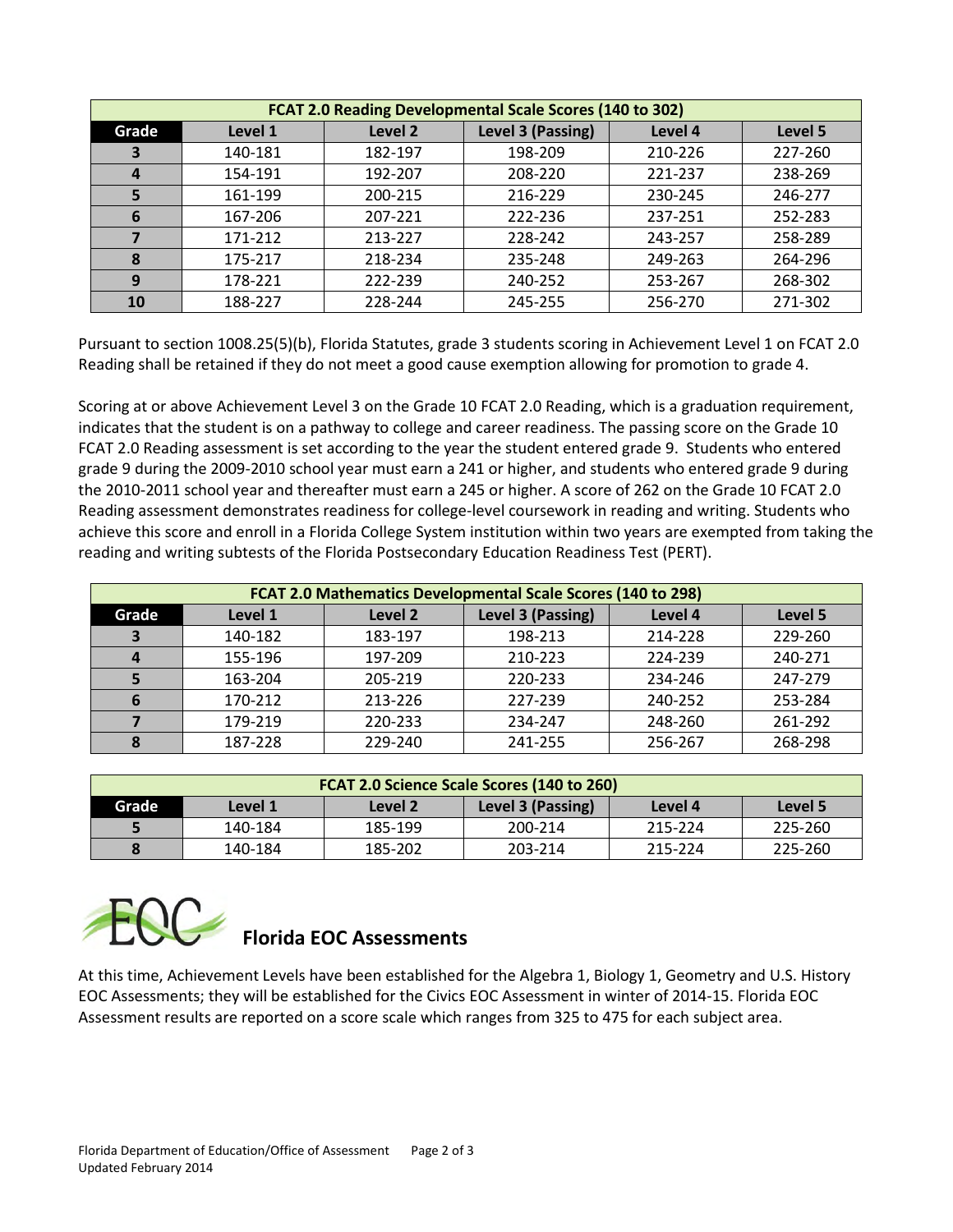| FCAT 2.0 Reading Developmental Scale Scores (140 to 302) | | | | | |
|---|---|---|---|---|---|
| **Grade** | **Level 1** | **Level 2** | **Level 3 (Passing)** | **Level 4** | **Level 5** |
| **3** | 140-181 | 182-197 | 198-209 | 210-226 | 227-260 |
| **4** | 154-191 | 192-207 | 208-220 | 221-237 | 238-269 |
| **5** | 161-199 | 200-215 | 216-229 | 230-245 | 246-277 |
| **6** | 167-206 | 207-221 | 222-236 | 237-251 | 252-283 |
| **7** | 171-212 | 213-227 | 228-242 | 243-257 | 258-289 |
| **8** | 175-217 | 218-234 | 235-248 | 249-263 | 264-296 |
| **9** | 178-221 | 222-239 | 240-252 | 253-267 | 268-302 |
| **10** | 188-227 | 228-244 | 245-255 | 256-270 | 271-302 |

Pursuant to section 1008.25(5)(b), Florida Statutes, grade 3 students scoring in Achievement Level 1 on FCAT 2.0 Reading shall be retained if they do not meet a good cause exemption allowing for promotion to grade 4.

Scoring at or above Achievement Level 3 on the Grade 10 FCAT 2.0 Reading, which is a graduation requirement, indicates that the student is on a pathway to college and career readiness. The passing score on the Grade 10 FCAT 2.0 Reading assessment is set according to the year the student entered grade 9. Students who entered grade 9 during the 2009-2010 school year must earn a 241 or higher, and students who entered grade 9 during the 2010-2011 school year and thereafter must earn a 245 or higher. A score of 262 on the Grade 10 FCAT 2.0 Reading assessment demonstrates readiness for college-level coursework in reading and writing. Students who achieve this score and enroll in a Florida College System institution within two years are exempted from taking the reading and writing subtests of the Florida Postsecondary Education Readiness Test (PERT).

| FCAT 2.0 Mathematics Developmental Scale Scores (140 to 298) | | | | | |
|---|---|---|---|---|---|
| **Grade** | **Level 1** | **Level 2** | **Level 3 (Passing)** | **Level 4** | **Level 5** |
| **3** | 140-182 | 183-197 | 198-213 | 214-228 | 229-260 |
| **4** | 155-196 | 197-209 | 210-223 | 224-239 | 240-271 |
| **5** | 163-204 | 205-219 | 220-233 | 234-246 | 247-279 |
| **6** | 170-212 | 213-226 | 227-239 | 240-252 | 253-284 |
| **7** | 179-219 | 220-233 | 234-247 | 248-260 | 261-292 |
| **8** | 187-228 | 229-240 | 241-255 | 256-267 | 268-298 |

| FCAT 2.0 Science Scale Scores (140 to 260) | | | | | |
|---|---|---|---|---|---|
| **Grade** | **Level 1** | **Level 2** | **Level 3 (Passing)** | **Level 4** | **Level 5** |
| **5** | 140-184 | 185-199 | 200-214 | 215-224 | 225-260 |
| **8** | 140-184 | 185-202 | 203-214 | 215-224 | 225-260 |

## EOC Florida EOC Assessments

At this time, Achievement Levels have been established for the Algebra 1, Biology 1, Geometry and U.S. History EOC Assessments; they will be established for the Civics EOC Assessment in winter of 2014-15. Florida EOC Assessment results are reported on a score scale which ranges from 325 to 475 for each subject area.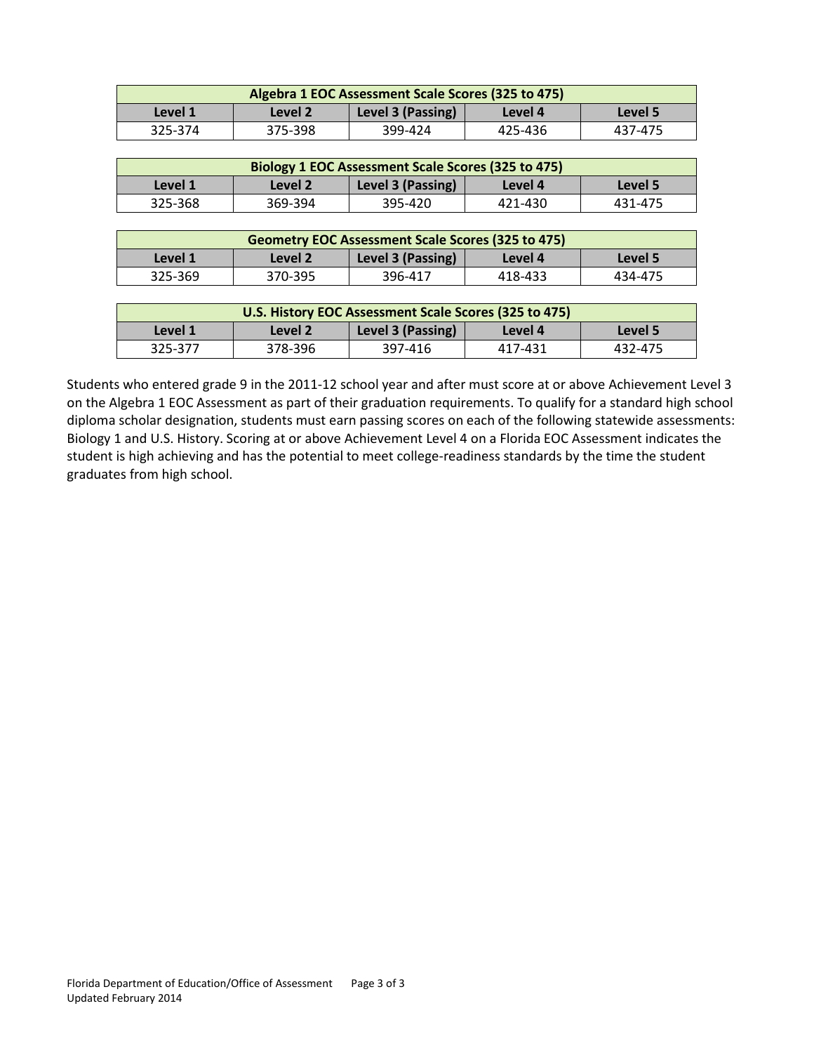| Algebra 1 EOC Assessment Scale Scores (325 to 475) | | | | |
|---|---|---|---|---|
| **Level 1** | **Level 2** | **Level 3 (Passing)** | **Level 4** | **Level 5** |
| 325-374 | 375-398 | 399-424 | 425-436 | 437-475 |

| Biology 1 EOC Assessment Scale Scores (325 to 475) | | | | |
|---|---|---|---|---|
| **Level 1** | **Level 2** | **Level 3 (Passing)** | **Level 4** | **Level 5** |
| 325-368 | 369-394 | 395-420 | 421-430 | 431-475 |

| Geometry EOC Assessment Scale Scores (325 to 475) | | | | |
|---|---|---|---|---|
| **Level 1** | **Level 2** | **Level 3 (Passing)** | **Level 4** | **Level 5** |
| 325-369 | 370-395 | 396-417 | 418-433 | 434-475 |

| U.S. History EOC Assessment Scale Scores (325 to 475) | | | | |
|---|---|---|---|---|
| **Level 1** | **Level 2** | **Level 3 (Passing)** | **Level 4** | **Level 5** |
| 325-377 | 378-396 | 397-416 | 417-431 | 432-475 |

Students who entered grade 9 in the 2011-12 school year and after must score at or above Achievement Level 3 on the Algebra 1 EOC Assessment as part of their graduation requirements. To qualify for a standard high school diploma scholar designation, students must earn passing scores on each of the following statewide assessments: Biology 1 and U.S. History. Scoring at or above Achievement Level 4 on a Florida EOC Assessment indicates the student is high achieving and has the potential to meet college-readiness standards by the time the student graduates from high school.

Florida Department of Education/Office of Assessment
Updated February 2014